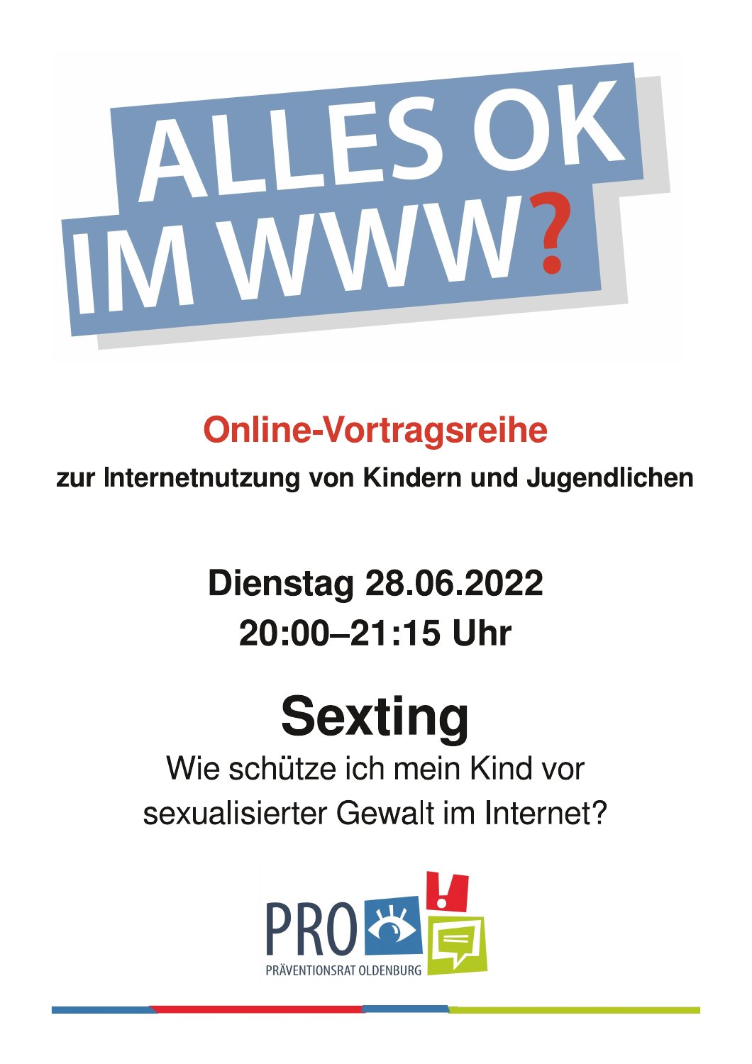# ALLES OK IM WWW?

## Online-Vortragsreihe

**zur Internetnutzung von Kindern und Jugendlichen**

**Dienstag 28.06.2022**
**20:00–21:15 Uhr**

# Sexting

Wie schütze ich mein Kind vor sexualisierter Gewalt im Internet?

PRO
PRÄVENTIONSRAT OLDENBURG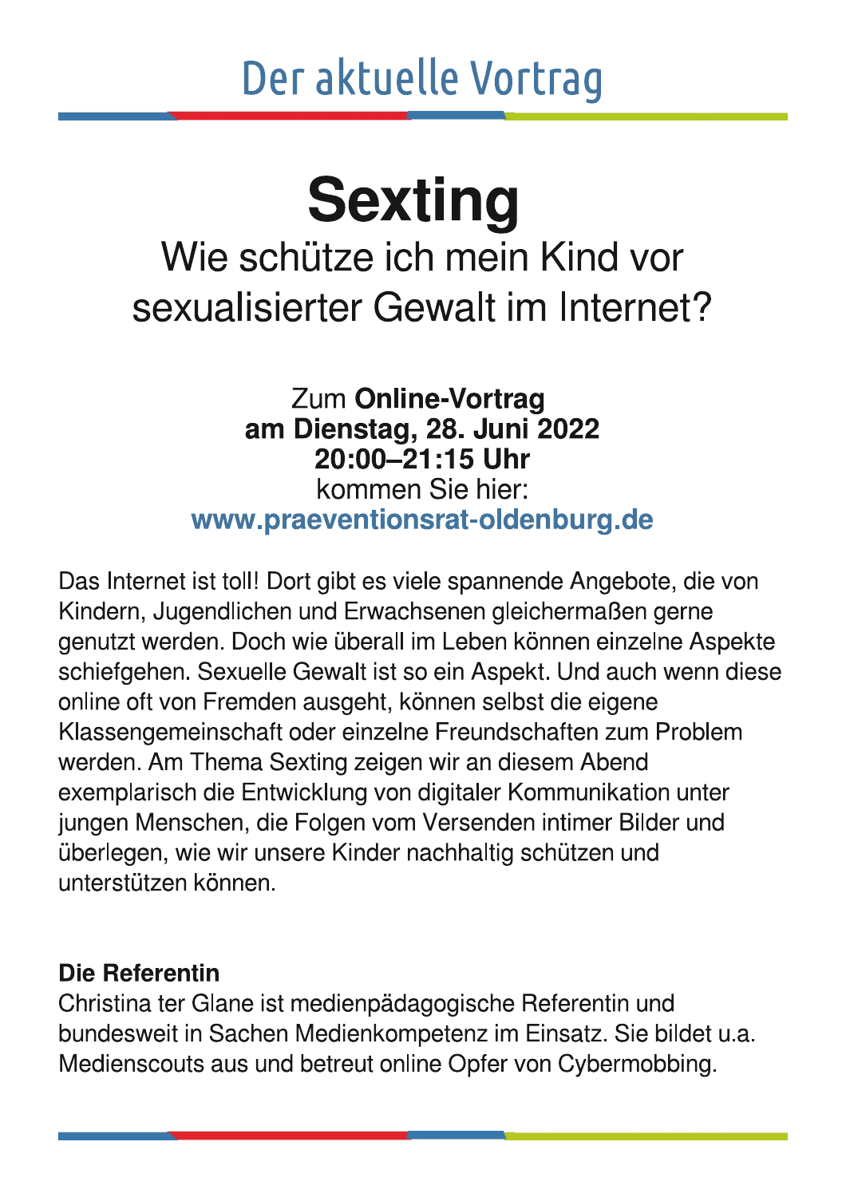# Der aktuelle Vortrag

# Sexting

## Wie schütze ich mein Kind vor sexualisierter Gewalt im Internet?

Zum **Online-Vortrag**
**am Dienstag, 28. Juni 2022**
**20:00–21:15 Uhr**
kommen Sie hier:
**www.praeventionsrat-oldenburg.de**

Das Internet ist toll! Dort gibt es viele spannende Angebote, die von Kindern, Jugendlichen und Erwachsenen gleichermaßen gerne genutzt werden. Doch wie überall im Leben können einzelne Aspekte schiefgehen. Sexuelle Gewalt ist so ein Aspekt. Und auch wenn diese online oft von Fremden ausgeht, können selbst die eigene Klassengemeinschaft oder einzelne Freundschaften zum Problem werden. Am Thema Sexting zeigen wir an diesem Abend exemplarisch die Entwicklung von digitaler Kommunikation unter jungen Menschen, die Folgen vom Versenden intimer Bilder und überlegen, wie wir unsere Kinder nachhaltig schützen und unterstützen können.

**Die Referentin**
Christina ter Glane ist medienpädagogische Referentin und bundesweit in Sachen Medienkompetenz im Einsatz. Sie bildet u.a. Medienscouts aus und betreut online Opfer von Cybermobbing.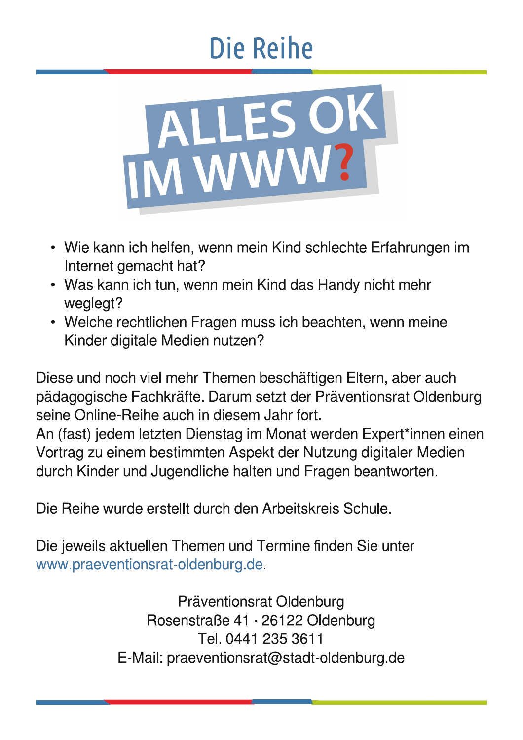# Die Reihe

## ALLES OK IM WWW?

- Wie kann ich helfen, wenn mein Kind schlechte Erfahrungen im Internet gemacht hat?
- Was kann ich tun, wenn mein Kind das Handy nicht mehr weglegt?
- Welche rechtlichen Fragen muss ich beachten, wenn meine Kinder digitale Medien nutzen?

Diese und noch viel mehr Themen beschäftigen Eltern, aber auch pädagogische Fachkräfte. Darum setzt der Präventionsrat Oldenburg seine Online-Reihe auch in diesem Jahr fort.
An (fast) jedem letzten Dienstag im Monat werden Expert*innen einen Vortrag zu einem bestimmten Aspekt der Nutzung digitaler Medien durch Kinder und Jugendliche halten und Fragen beantworten.

Die Reihe wurde erstellt durch den Arbeitskreis Schule.

Die jeweils aktuellen Themen und Termine finden Sie unter www.praeventionsrat-oldenburg.de.

Präventionsrat Oldenburg
Rosenstraße 41 · 26122 Oldenburg
Tel. 0441 235 3611
E-Mail: praeventionsrat@stadt-oldenburg.de